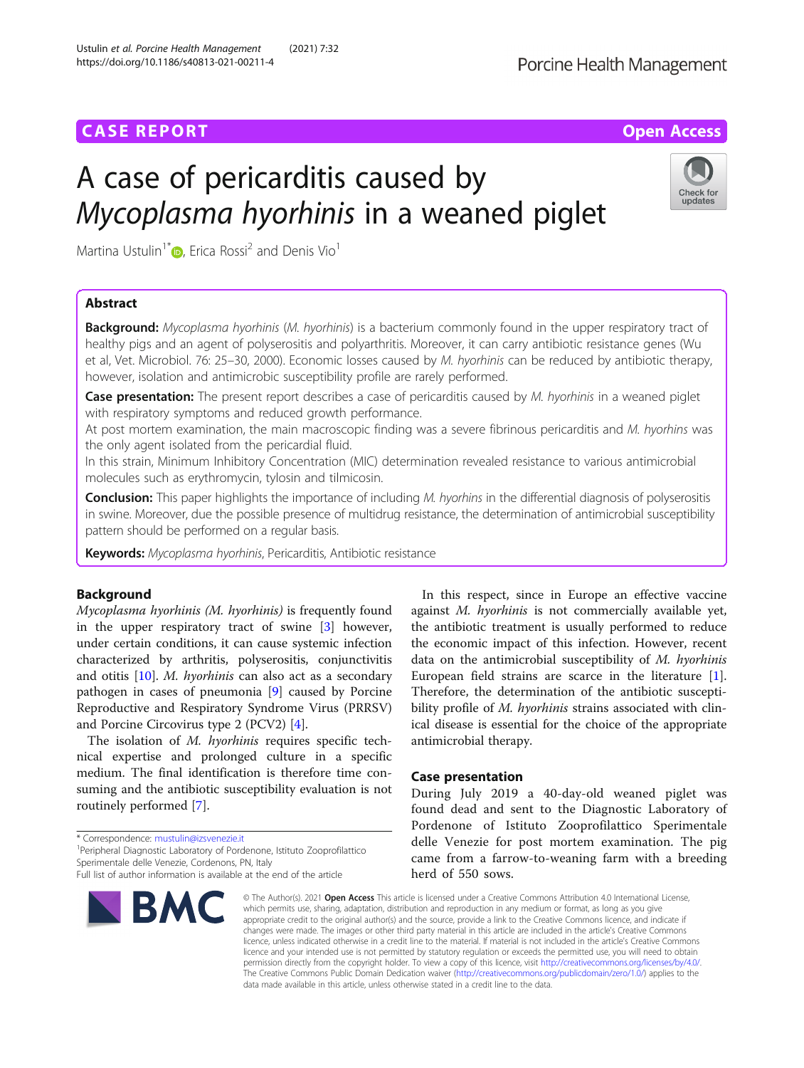CASE REPORT

Open Access

# A case of pericarditis caused by *Mycoplasma hyorhinis* in a weaned piglet

Martina Ustulin[1*], Erica Rossi[2] and Denis Vio[1]

## Abstract

**Background:** *Mycoplasma hyorhinis* (*M. hyorhinis*) is a bacterium commonly found in the upper respiratory tract of healthy pigs and an agent of polyserositis and polyarthritis. Moreover, it can carry antibiotic resistance genes (Wu et al, Vet. Microbiol. 76: 25–30, 2000). Economic losses caused by *M. hyorhinis* can be reduced by antibiotic therapy, however, isolation and antimicrobic susceptibility profile are rarely performed.

**Case presentation:** The present report describes a case of pericarditis caused by *M. hyorhinis* in a weaned piglet with respiratory symptoms and reduced growth performance.

At post mortem examination, the main macroscopic finding was a severe fibrinous pericarditis and *M. hyorhins* was the only agent isolated from the pericardial fluid.

In this strain, Minimum Inhibitory Concentration (MIC) determination revealed resistance to various antimicrobial molecules such as erythromycin, tylosin and tilmicosin.

**Conclusion:** This paper highlights the importance of including *M. hyorhins* in the differential diagnosis of polyserositis in swine. Moreover, due the possible presence of multidrug resistance, the determination of antimicrobial susceptibility pattern should be performed on a regular basis.

**Keywords:** *Mycoplasma hyorhinis*, Pericarditis, Antibiotic resistance

## Background

*Mycoplasma hyorhinis (M. hyorhinis)* is frequently found in the upper respiratory tract of swine [3] however, under certain conditions, it can cause systemic infection characterized by arthritis, polyserositis, conjunctivitis and otitis [10]. *M. hyorhinis* can also act as a secondary pathogen in cases of pneumonia [9] caused by Porcine Reproductive and Respiratory Syndrome Virus (PRRSV) and Porcine Circovirus type 2 (PCV2) [4].

The isolation of *M. hyorhinis* requires specific technical expertise and prolonged culture in a specific medium. The final identification is therefore time consuming and the antibiotic susceptibility evaluation is not routinely performed [7].

In this respect, since in Europe an effective vaccine against *M. hyorhinis* is not commercially available yet, the antibiotic treatment is usually performed to reduce the economic impact of this infection. However, recent data on the antimicrobial susceptibility of *M. hyorhinis* European field strains are scarce in the literature [1]. Therefore, the determination of the antibiotic susceptibility profile of *M. hyorhinis* strains associated with clinical disease is essential for the choice of the appropriate antimicrobial therapy.

## Case presentation

During July 2019 a 40-day-old weaned piglet was found dead and sent to the Diagnostic Laboratory of Pordenone of Istituto Zooprofilattico Sperimentale delle Venezie for post mortem examination. The pig came from a farrow-to-weaning farm with a breeding herd of 550 sows.

* Correspondence: mustulin@izsvenezie.it
[1]Peripheral Diagnostic Laboratory of Pordenone, Istituto Zooprofilattico Sperimentale delle Venezie, Cordenons, PN, Italy
Full list of author information is available at the end of the article

© The Author(s). 2021 **Open Access** This article is licensed under a Creative Commons Attribution 4.0 International License, which permits use, sharing, adaptation, distribution and reproduction in any medium or format, as long as you give appropriate credit to the original author(s) and the source, provide a link to the Creative Commons licence, and indicate if changes were made. The images or other third party material in this article are included in the article's Creative Commons licence, unless indicated otherwise in a credit line to the material. If material is not included in the article's Creative Commons licence and your intended use is not permitted by statutory regulation or exceeds the permitted use, you will need to obtain permission directly from the copyright holder. To view a copy of this licence, visit http://creativecommons.org/licenses/by/4.0/. The Creative Commons Public Domain Dedication waiver (http://creativecommons.org/publicdomain/zero/1.0/) applies to the data made available in this article, unless otherwise stated in a credit line to the data.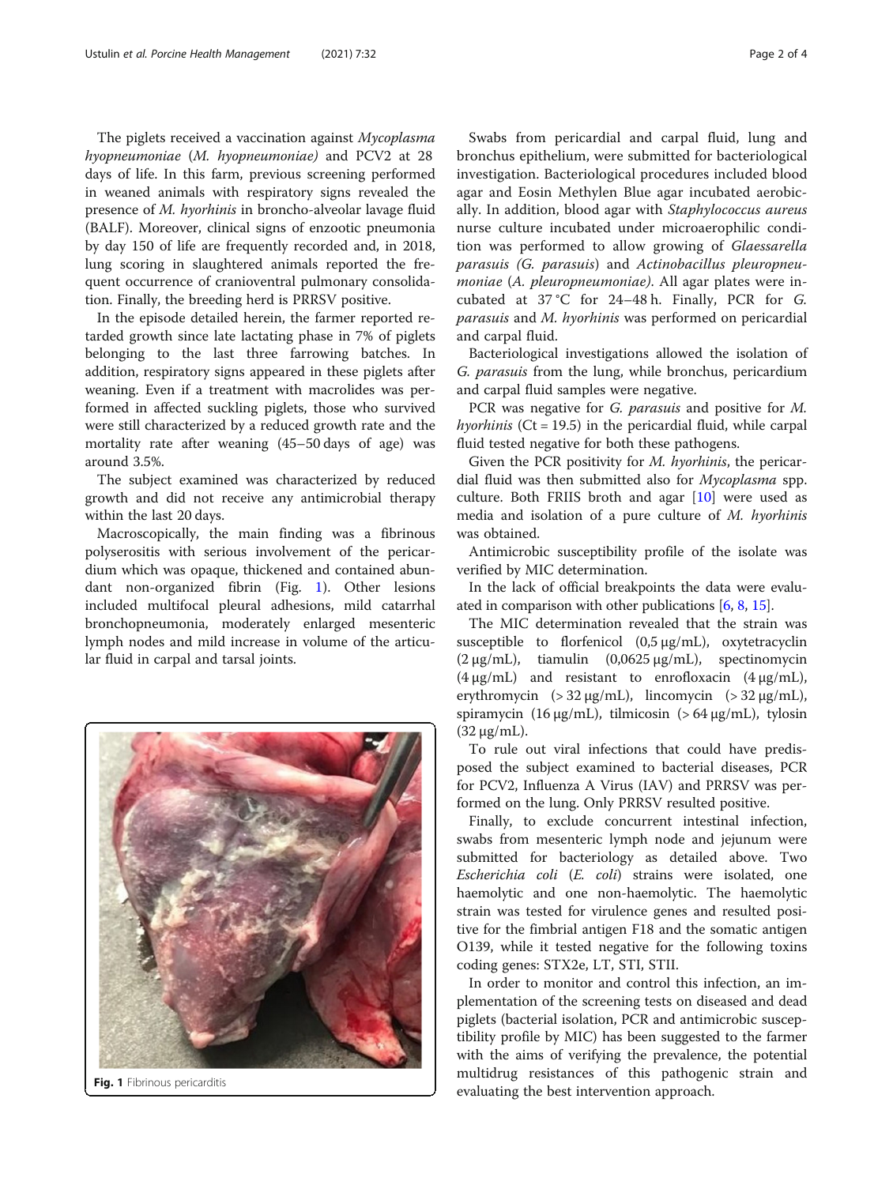The piglets received a vaccination against *Mycoplasma hyopneumoniae* (*M. hyopneumoniae)* and PCV2 at 28 days of life. In this farm, previous screening performed in weaned animals with respiratory signs revealed the presence of *M. hyorhinis* in broncho-alveolar lavage fluid (BALF). Moreover, clinical signs of enzootic pneumonia by day 150 of life are frequently recorded and, in 2018, lung scoring in slaughtered animals reported the frequent occurrence of cranioventral pulmonary consolidation. Finally, the breeding herd is PRRSV positive.

In the episode detailed herein, the farmer reported retarded growth since late lactating phase in 7% of piglets belonging to the last three farrowing batches. In addition, respiratory signs appeared in these piglets after weaning. Even if a treatment with macrolides was performed in affected suckling piglets, those who survived were still characterized by a reduced growth rate and the mortality rate after weaning (45–50 days of age) was around 3.5%.

The subject examined was characterized by reduced growth and did not receive any antimicrobial therapy within the last 20 days.

Macroscopically, the main finding was a fibrinous polyserositis with serious involvement of the pericardium which was opaque, thickened and contained abundant non-organized fibrin (Fig. 1). Other lesions included multifocal pleural adhesions, mild catarrhal bronchopneumonia, moderately enlarged mesenteric lymph nodes and mild increase in volume of the articular fluid in carpal and tarsal joints.

**Fig. 1** Fibrinous pericarditis

Swabs from pericardial and carpal fluid, lung and bronchus epithelium, were submitted for bacteriological investigation. Bacteriological procedures included blood agar and Eosin Methylen Blue agar incubated aerobically. In addition, blood agar with *Staphylococcus aureus* nurse culture incubated under microaerophilic condition was performed to allow growing of *Glaessarella parasuis (G. parasuis*) and *Actinobacillus pleuropneumoniae (A. pleuropneumoniae)*. All agar plates were incubated at 37 °C for 24–48 h. Finally, PCR for *G. parasuis* and *M. hyorhinis* was performed on pericardial and carpal fluid.

Bacteriological investigations allowed the isolation of *G. parasuis* from the lung, while bronchus, pericardium and carpal fluid samples were negative.

PCR was negative for *G. parasuis* and positive for *M. hyorhinis* (Ct = 19.5) in the pericardial fluid, while carpal fluid tested negative for both these pathogens.

Given the PCR positivity for *M. hyorhinis*, the pericardial fluid was then submitted also for *Mycoplasma* spp. culture. Both FRIIS broth and agar [10] were used as media and isolation of a pure culture of *M. hyorhinis* was obtained.

Antimicrobic susceptibility profile of the isolate was verified by MIC determination.

In the lack of official breakpoints the data were evaluated in comparison with other publications [6, 8, 15].

The MIC determination revealed that the strain was susceptible to florfenicol (0,5 μg/mL), oxytetracyclin (2 μg/mL), tiamulin (0,0625 μg/mL), spectinomycin (4 μg/mL) and resistant to enrofloxacin (4 μg/mL), erythromycin (> 32 μg/mL), lincomycin (> 32 μg/mL), spiramycin (16 μg/mL), tilmicosin (> 64 μg/mL), tylosin (32 μg/mL).

To rule out viral infections that could have predisposed the subject examined to bacterial diseases, PCR for PCV2, Influenza A Virus (IAV) and PRRSV was performed on the lung. Only PRRSV resulted positive.

Finally, to exclude concurrent intestinal infection, swabs from mesenteric lymph node and jejunum were submitted for bacteriology as detailed above. Two *Escherichia coli* (*E. coli*) strains were isolated, one haemolytic and one non-haemolytic. The haemolytic strain was tested for virulence genes and resulted positive for the fimbrial antigen F18 and the somatic antigen O139, while it tested negative for the following toxins coding genes: STX2e, LT, STI, STII.

In order to monitor and control this infection, an implementation of the screening tests on diseased and dead piglets (bacterial isolation, PCR and antimicrobic susceptibility profile by MIC) has been suggested to the farmer with the aims of verifying the prevalence, the potential multidrug resistances of this pathogenic strain and evaluating the best intervention approach.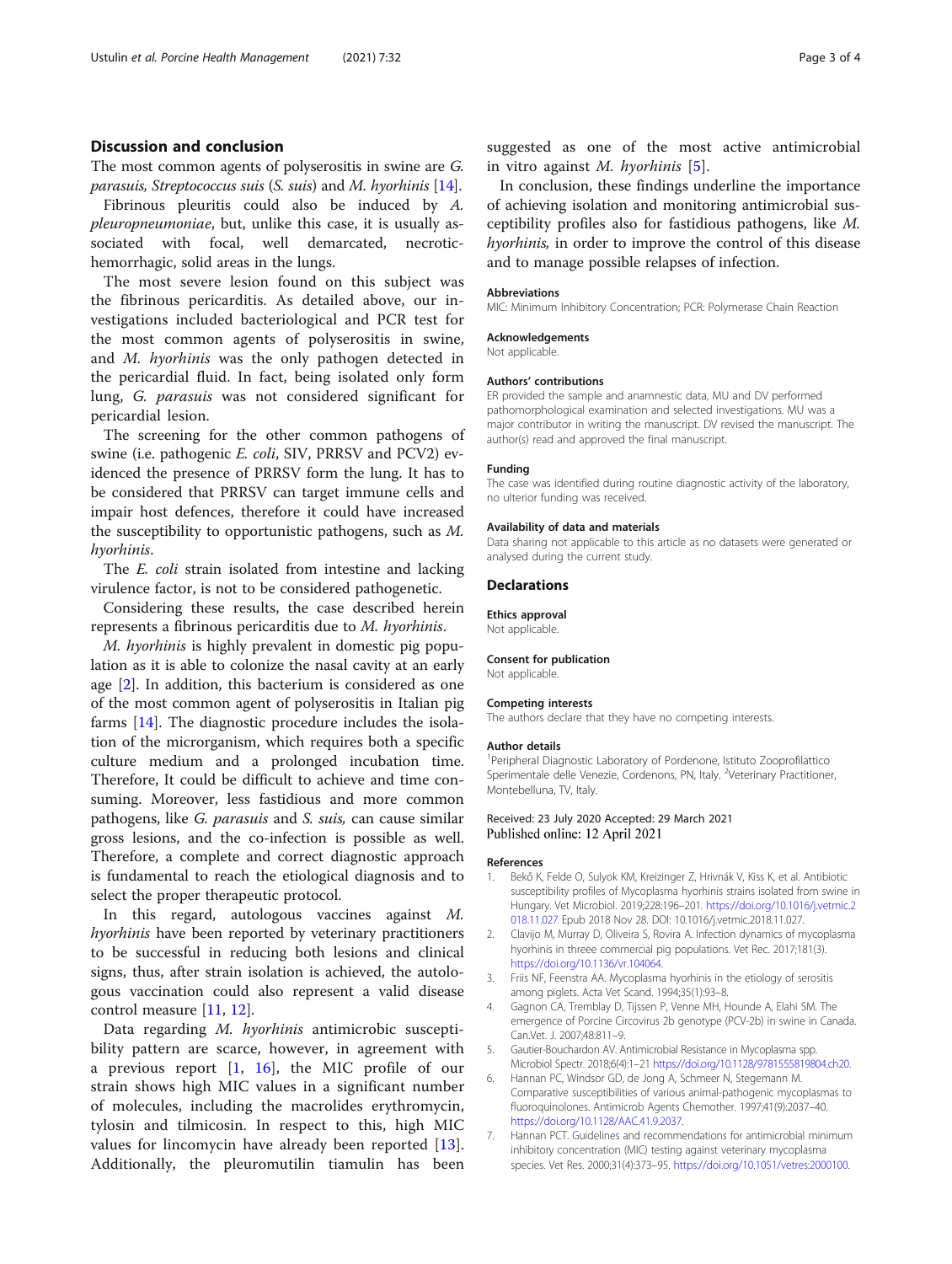## Discussion and conclusion

The most common agents of polyserositis in swine are *G. parasuis*, *Streptococcus suis* (*S. suis*) and *M. hyorhinis* [14].

Fibrinous pleuritis could also be induced by *A. pleuropneumoniae*, but, unlike this case, it is usually associated with focal, well demarcated, necrotic-hemorrhagic, solid areas in the lungs.

The most severe lesion found on this subject was the fibrinous pericarditis. As detailed above, our investigations included bacteriological and PCR test for the most common agents of polyserositis in swine, and *M. hyorhinis* was the only pathogen detected in the pericardial fluid. In fact, being isolated only form lung, *G. parasuis* was not considered significant for pericardial lesion.

The screening for the other common pathogens of swine (i.e. pathogenic *E. coli*, SIV, PRRSV and PCV2) evidenced the presence of PRRSV form the lung. It has to be considered that PRRSV can target immune cells and impair host defences, therefore it could have increased the susceptibility to opportunistic pathogens, such as *M. hyorhinis*.

The *E. coli* strain isolated from intestine and lacking virulence factor, is not to be considered pathogenetic.

Considering these results, the case described herein represents a fibrinous pericarditis due to *M. hyorhinis*.

*M. hyorhinis* is highly prevalent in domestic pig population as it is able to colonize the nasal cavity at an early age [2]. In addition, this bacterium is considered as one of the most common agent of polyserositis in Italian pig farms [14]. The diagnostic procedure includes the isolation of the microrganism, which requires both a specific culture medium and a prolonged incubation time. Therefore, It could be difficult to achieve and time consuming. Moreover, less fastidious and more common pathogens, like *G. parasuis* and *S. suis*, can cause similar gross lesions, and the co-infection is possible as well. Therefore, a complete and correct diagnostic approach is fundamental to reach the etiological diagnosis and to select the proper therapeutic protocol.

In this regard, autologous vaccines against *M. hyorhinis* have been reported by veterinary practitioners to be successful in reducing both lesions and clinical signs, thus, after strain isolation is achieved, the autologous vaccination could also represent a valid disease control measure [11, 12].

Data regarding *M. hyorhinis* antimicrobic susceptibility pattern are scarce, however, in agreement with a previous report [1, 16], the MIC profile of our strain shows high MIC values in a significant number of molecules, including the macrolides erythromycin, tylosin and tilmicosin. In respect to this, high MIC values for lincomycin have already been reported [13]. Additionally, the pleuromutilin tiamulin has been suggested as one of the most active antimicrobial in vitro against *M. hyorhinis* [5].

In conclusion, these findings underline the importance of achieving isolation and monitoring antimicrobial susceptibility profiles also for fastidious pathogens, like *M. hyorhinis*, in order to improve the control of this disease and to manage possible relapses of infection.

### Abbreviations

MIC: Minimum Inhibitory Concentration; PCR: Polymerase Chain Reaction

### Acknowledgements

Not applicable.

### Authors' contributions

ER provided the sample and anamnestic data, MU and DV performed pathomorphological examination and selected investigations. MU was a major contributor in writing the manuscript. DV revised the manuscript. The author(s) read and approved the final manuscript.

### Funding

The case was identified during routine diagnostic activity of the laboratory, no ulterior funding was received.

### Availability of data and materials

Data sharing not applicable to this article as no datasets were generated or analysed during the current study.

## Declarations

### Ethics approval

Not applicable.

### Consent for publication

Not applicable.

### Competing interests

The authors declare that they have no competing interests.

### Author details

[1]Peripheral Diagnostic Laboratory of Pordenone, Istituto Zooprofilattico Sperimentale delle Venezie, Cordenons, PN, Italy. [2]Veterinary Practitioner, Montebelluna, TV, Italy.

Received: 23 July 2020 Accepted: 29 March 2021
Published online: 12 April 2021

### References

1. Bekő K, Felde O, Sulyok KM, Kreizinger Z, Hrivnák V, Kiss K, et al. Antibiotic susceptibility profiles of Mycoplasma hyorhinis strains isolated from swine in Hungary. Vet Microbiol. 2019;228:196–201. https://doi.org/10.1016/j.vetmic.2018.11.027 Epub 2018 Nov 28. DOI: 10.1016/j.vetmic.2018.11.027.
2. Clavijo M, Murray D, Oliveira S, Rovira A. Infection dynamics of mycoplasma hyorhinis in threee commercial pig populations. Vet Rec. 2017;181(3). https://doi.org/10.1136/vr.104064.
3. Friis NF, Feenstra AA. Mycoplasma hyorhinis in the etiology of serositis among piglets. Acta Vet Scand. 1994;35(1):93–8.
4. Gagnon CA, Tremblay D, Tijssen P, Venne MH, Hounde A, Elahi SM. The emergence of Porcine Circovirus 2b genotype (PCV-2b) in swine in Canada. Can.Vet. J. 2007;48:811–9.
5. Gautier-Bouchardon AV. Antimicrobial Resistance in Mycoplasma spp. Microbiol Spectr. 2018;6(4):1–21 https://doi.org/10.1128/9781555819804.ch20.
6. Hannan PC, Windsor GD, de Jong A, Schmeer N, Stegemann M. Comparative susceptibilities of various animal-pathogenic mycoplasmas to fluoroquinolones. Antimicrob Agents Chemother. 1997;41(9):2037–40. https://doi.org/10.1128/AAC.41.9.2037.
7. Hannan PCT. Guidelines and recommendations for antimicrobial minimum inhibitory concentration (MIC) testing against veterinary mycoplasma species. Vet Res. 2000;31(4):373–95. https://doi.org/10.1051/vetres:2000100.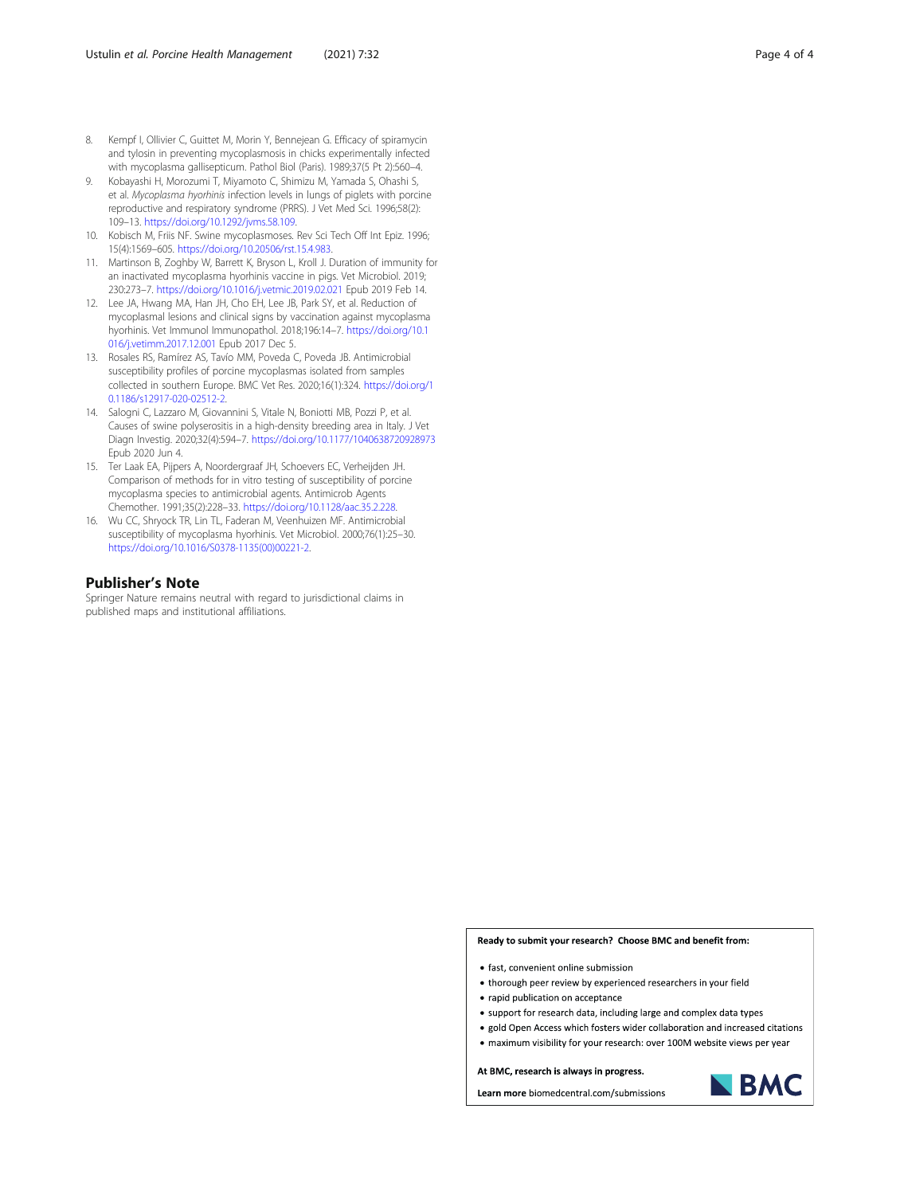8. Kempf I, Ollivier C, Guittet M, Morin Y, Bennejean G. Efficacy of spiramycin and tylosin in preventing mycoplasmosis in chicks experimentally infected with mycoplasma gallisepticum. Pathol Biol (Paris). 1989;37(5 Pt 2):560–4.
9. Kobayashi H, Morozumi T, Miyamoto C, Shimizu M, Yamada S, Ohashi S, et al. *Mycoplasma hyorhinis* infection levels in lungs of piglets with porcine reproductive and respiratory syndrome (PRRS). J Vet Med Sci. 1996;58(2): 109–13. https://doi.org/10.1292/jvms.58.109.
10. Kobisch M, Friis NF. Swine mycoplasmoses. Rev Sci Tech Off Int Epiz. 1996; 15(4):1569–605. https://doi.org/10.20506/rst.15.4.983.
11. Martinson B, Zoghby W, Barrett K, Bryson L, Kroll J. Duration of immunity for an inactivated mycoplasma hyorhinis vaccine in pigs. Vet Microbiol. 2019; 230:273–7. https://doi.org/10.1016/j.vetmic.2019.02.021 Epub 2019 Feb 14.
12. Lee JA, Hwang MA, Han JH, Cho EH, Lee JB, Park SY, et al. Reduction of mycoplasmal lesions and clinical signs by vaccination against mycoplasma hyorhinis. Vet Immunol Immunopathol. 2018;196:14–7. https://doi.org/10.1016/j.vetimm.2017.12.001 Epub 2017 Dec 5.
13. Rosales RS, Ramírez AS, Tavío MM, Poveda C, Poveda JB. Antimicrobial susceptibility profiles of porcine mycoplasmas isolated from samples collected in southern Europe. BMC Vet Res. 2020;16(1):324. https://doi.org/10.1186/s12917-020-02512-2.
14. Salogni C, Lazzaro M, Giovannini S, Vitale N, Boniotti MB, Pozzi P, et al. Causes of swine polyserositis in a high-density breeding area in Italy. J Vet Diagn Investig. 2020;32(4):594–7. https://doi.org/10.1177/1040638720928973 Epub 2020 Jun 4.
15. Ter Laak EA, Pijpers A, Noordergraaf JH, Schoevers EC, Verheijden JH. Comparison of methods for in vitro testing of susceptibility of porcine mycoplasma species to antimicrobial agents. Antimicrob Agents Chemother. 1991;35(2):228–33. https://doi.org/10.1128/aac.35.2.228.
16. Wu CC, Shryock TR, Lin TL, Faderan M, Veenhuizen MF. Antimicrobial susceptibility of mycoplasma hyorhinis. Vet Microbiol. 2000;76(1):25–30. https://doi.org/10.1016/S0378-1135(00)00221-2.

## Publisher's Note

Springer Nature remains neutral with regard to jurisdictional claims in published maps and institutional affiliations.

**Ready to submit your research? Choose BMC and benefit from:**

- fast, convenient online submission
- thorough peer review by experienced researchers in your field
- rapid publication on acceptance
- support for research data, including large and complex data types
- gold Open Access which fosters wider collaboration and increased citations
- maximum visibility for your research: over 100M website views per year

**At BMC, research is always in progress.**

**Learn more** biomedcentral.com/submissions

BMC